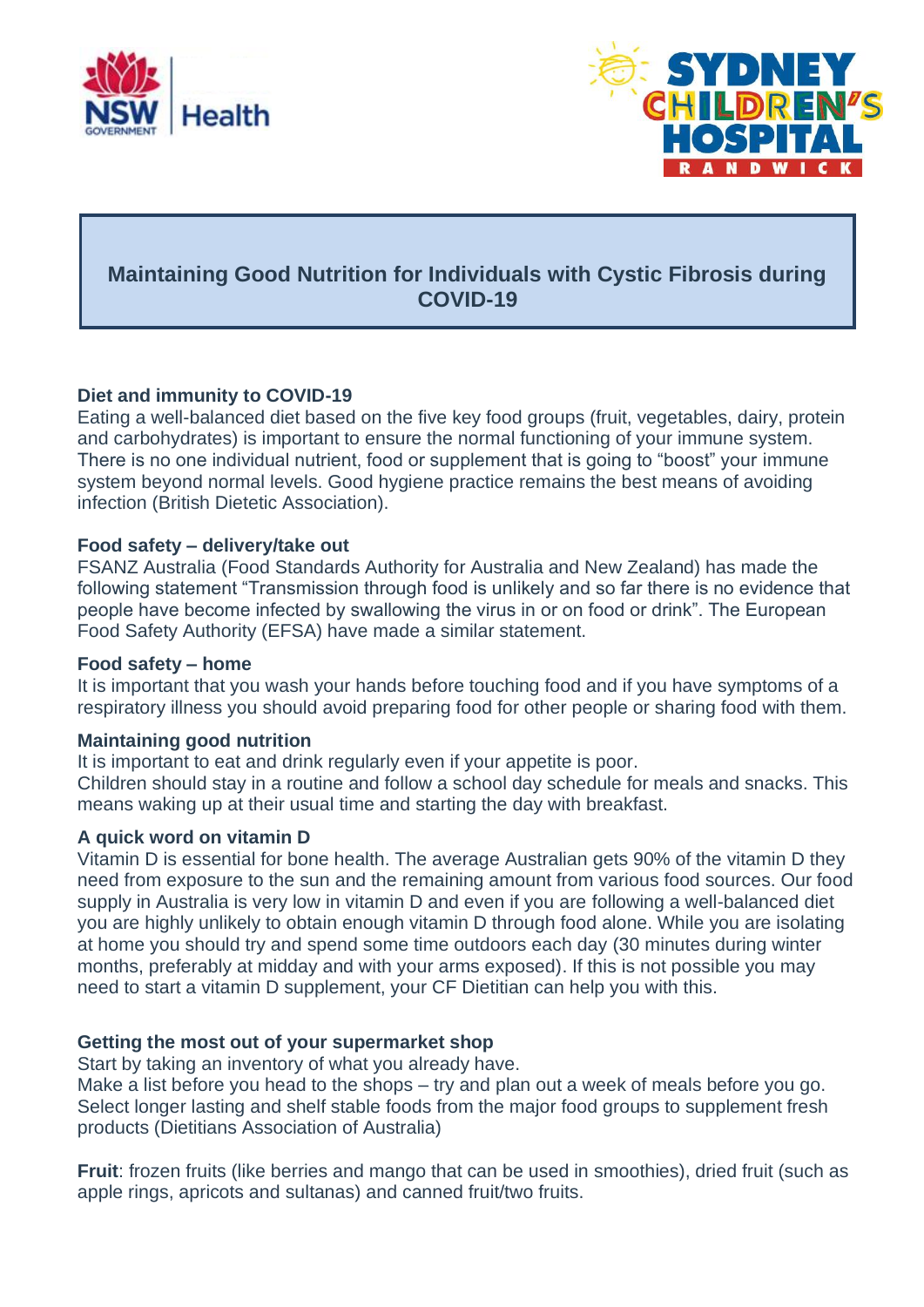# Maintaining Good Nutrition for Individuals with Cystic Fibrosis during COVID-19

**Diet and immunity to COVID-19**

Eating a well-balanced diet based on the five key food groups (fruit, vegetables, dairy, protein and carbohydrates) is important to ensure the normal functioning of your immune system. There is no one individual nutrient, food or supplement that is going to "boost" your immune system beyond normal levels. Good hygiene practice remains the best means of avoiding infection (British Dietetic Association).

**Food safety – delivery/take out**

FSANZ Australia (Food Standards Authority for Australia and New Zealand) has made the following statement "Transmission through food is unlikely and so far there is no evidence that people have become infected by swallowing the virus in or on food or drink". The European Food Safety Authority (EFSA) have made a similar statement.

**Food safety – home**

It is important that you wash your hands before touching food and if you have symptoms of a respiratory illness you should avoid preparing food for other people or sharing food with them.

**Maintaining good nutrition**

It is important to eat and drink regularly even if your appetite is poor.
Children should stay in a routine and follow a school day schedule for meals and snacks. This means waking up at their usual time and starting the day with breakfast.

**A quick word on vitamin D**

Vitamin D is essential for bone health. The average Australian gets 90% of the vitamin D they need from exposure to the sun and the remaining amount from various food sources. Our food supply in Australia is very low in vitamin D and even if you are following a well-balanced diet you are highly unlikely to obtain enough vitamin D through food alone. While you are isolating at home you should try and spend some time outdoors each day (30 minutes during winter months, preferably at midday and with your arms exposed). If this is not possible you may need to start a vitamin D supplement, your CF Dietitian can help you with this.

**Getting the most out of your supermarket shop**

Start by taking an inventory of what you already have.
Make a list before you head to the shops – try and plan out a week of meals before you go.
Select longer lasting and shelf stable foods from the major food groups to supplement fresh products (Dietitians Association of Australia)

**Fruit**: frozen fruits (like berries and mango that can be used in smoothies), dried fruit (such as apple rings, apricots and sultanas) and canned fruit/two fruits.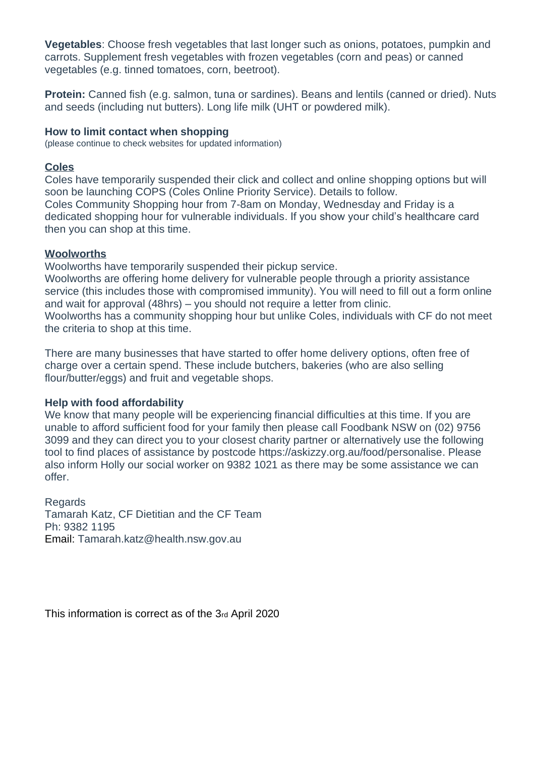**Vegetables**: Choose fresh vegetables that last longer such as onions, potatoes, pumpkin and carrots. Supplement fresh vegetables with frozen vegetables (corn and peas) or canned vegetables (e.g. tinned tomatoes, corn, beetroot).

**Protein:** Canned fish (e.g. salmon, tuna or sardines). Beans and lentils (canned or dried). Nuts and seeds (including nut butters). Long life milk (UHT or powdered milk).

**How to limit contact when shopping**

(please continue to check websites for updated information)

**Coles**

Coles have temporarily suspended their click and collect and online shopping options but will soon be launching COPS (Coles Online Priority Service). Details to follow.
Coles Community Shopping hour from 7-8am on Monday, Wednesday and Friday is a dedicated shopping hour for vulnerable individuals. If you show your child's healthcare card then you can shop at this time.

**Woolworths**

Woolworths have temporarily suspended their pickup service.
Woolworths are offering home delivery for vulnerable people through a priority assistance service (this includes those with compromised immunity). You will need to fill out a form online and wait for approval (48hrs) – you should not require a letter from clinic.
Woolworths has a community shopping hour but unlike Coles, individuals with CF do not meet the criteria to shop at this time.

There are many businesses that have started to offer home delivery options, often free of charge over a certain spend. These include butchers, bakeries (who are also selling flour/butter/eggs) and fruit and vegetable shops.

**Help with food affordability**

We know that many people will be experiencing financial difficulties at this time. If you are unable to afford sufficient food for your family then please call Foodbank NSW on (02) 9756 3099 and they can direct you to your closest charity partner or alternatively use the following tool to find places of assistance by postcode https://askizzy.org.au/food/personalise. Please also inform Holly our social worker on 9382 1021 as there may be some assistance we can offer.

Regards
Tamarah Katz, CF Dietitian and the CF Team
Ph: 9382 1195
Email: Tamarah.katz@health.nsw.gov.au

This information is correct as of the 3rd April 2020